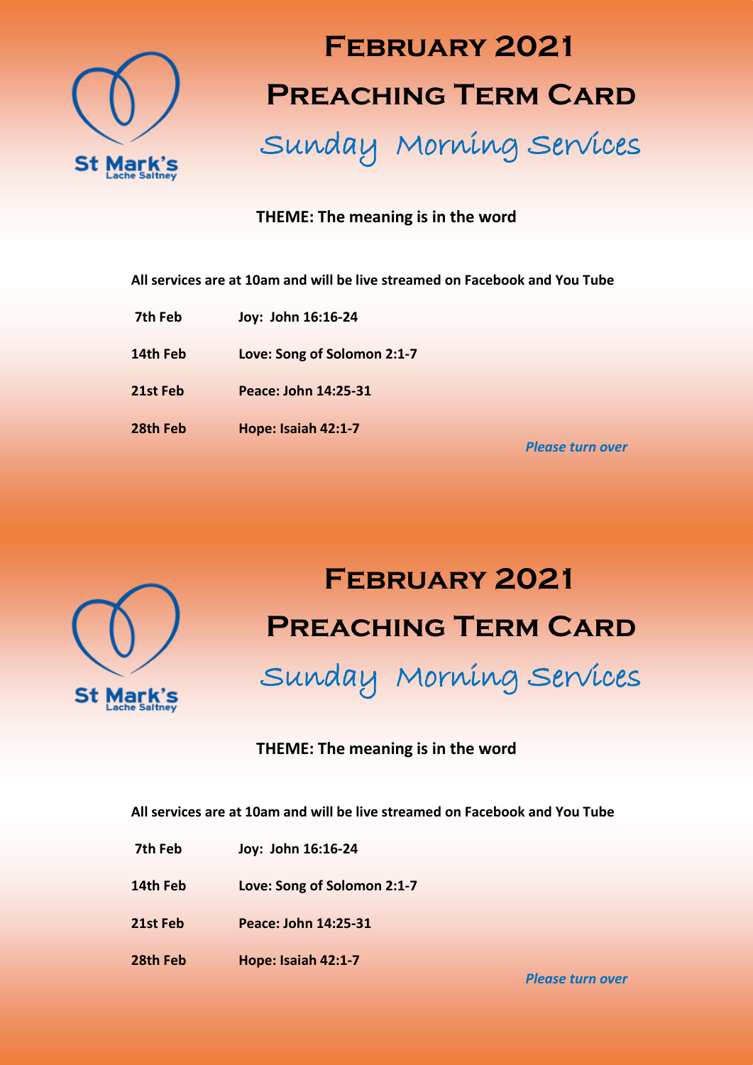St Mark's
Lache Saltney

# February 2021

# Preaching Term Card

## Sunday Morning Services

**THEME: The meaning is in the word**

**All services are at 10am and will be live streamed on Facebook and You Tube**

| | |
|---|---|
| **7th Feb** | **Joy: John 16:16-24** |
| **14th Feb** | **Love: Song of Solomon 2:1-7** |
| **21st Feb** | **Peace: John 14:25-31** |
| **28th Feb** | **Hope: Isaiah 42:1-7** |

***Please turn over***

St Mark's
Lache Saltney

# February 2021

# Preaching Term Card

## Sunday Morning Services

**THEME: The meaning is in the word**

**All services are at 10am and will be live streamed on Facebook and You Tube**

| | |
|---|---|
| **7th Feb** | **Joy: John 16:16-24** |
| **14th Feb** | **Love: Song of Solomon 2:1-7** |
| **21st Feb** | **Peace: John 14:25-31** |
| **28th Feb** | **Hope: Isaiah 42:1-7** |

***Please turn over***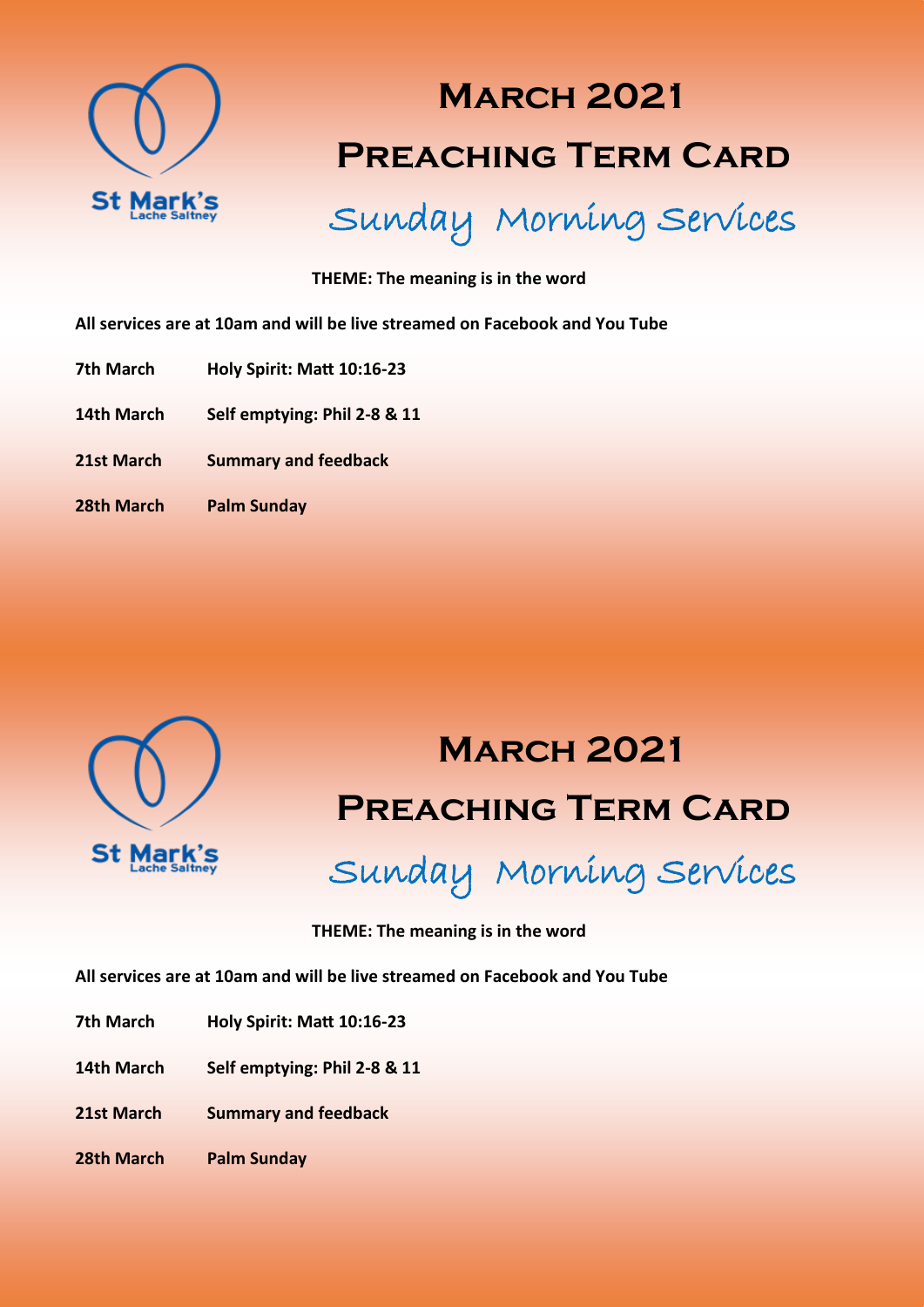St Mark's
Lache Saltney

# March 2021

# Preaching Term Card

## Sunday Morning Services

**THEME: The meaning is in the word**

**All services are at 10am and will be live streamed on Facebook and You Tube**

| | |
|---|---|
| **7th March** | **Holy Spirit: Matt 10:16-23** |
| **14th March** | **Self emptying: Phil 2-8 & 11** |
| **21st March** | **Summary and feedback** |
| **28th March** | **Palm Sunday** |

St Mark's
Lache Saltney

# March 2021

# Preaching Term Card

## Sunday Morning Services

**THEME: The meaning is in the word**

**All services are at 10am and will be live streamed on Facebook and You Tube**

| | |
|---|---|
| **7th March** | **Holy Spirit: Matt 10:16-23** |
| **14th March** | **Self emptying: Phil 2-8 & 11** |
| **21st March** | **Summary and feedback** |
| **28th March** | **Palm Sunday** |